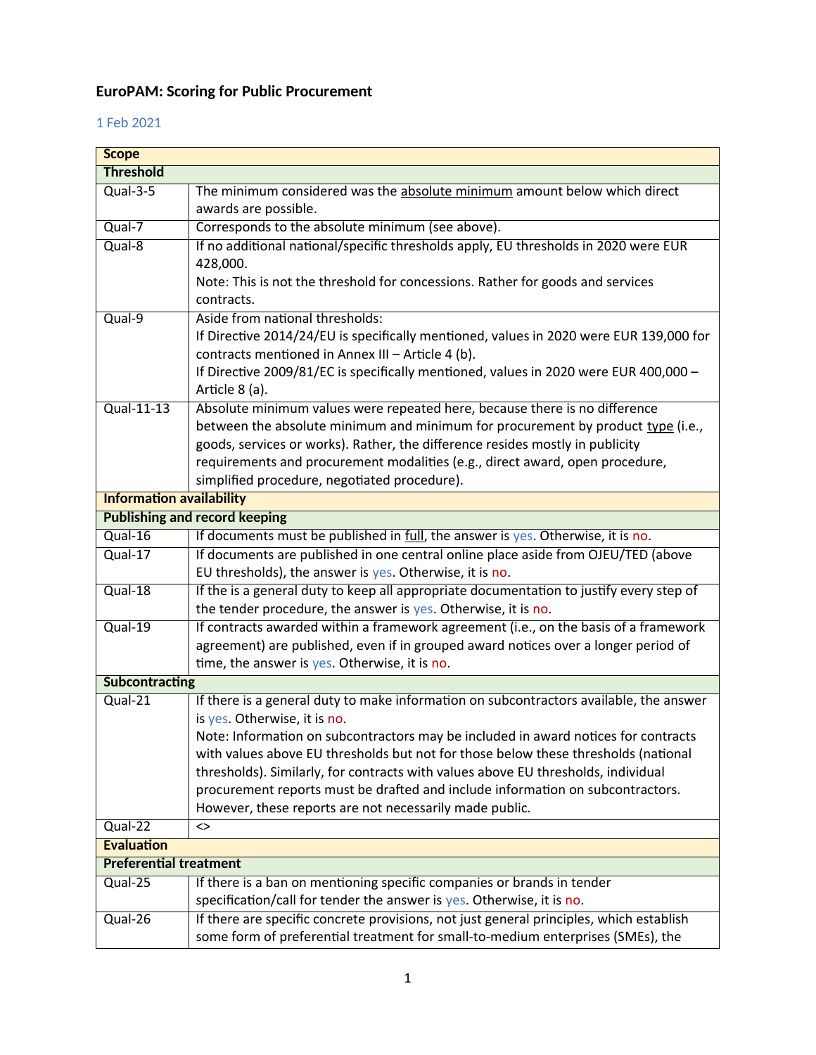# EuroPAM: Scoring for Public Procurement

1 Feb 2021

| Scope | |
|---|---|
| **Threshold** | |
| Qual-3-5 | The minimum considered was the absolute minimum amount below which direct awards are possible. |
| Qual-7 | Corresponds to the absolute minimum (see above). |
| Qual-8 | If no additional national/specific thresholds apply, EU thresholds in 2020 were EUR 428,000.<br>Note: This is not the threshold for concessions. Rather for goods and services contracts. |
| Qual-9 | Aside from national thresholds:<br>If Directive 2014/24/EU is specifically mentioned, values in 2020 were EUR 139,000 for contracts mentioned in Annex III – Article 4 (b).<br>If Directive 2009/81/EC is specifically mentioned, values in 2020 were EUR 400,000 – Article 8 (a). |
| Qual-11-13 | Absolute minimum values were repeated here, because there is no difference between the absolute minimum and minimum for procurement by product type (i.e., goods, services or works). Rather, the difference resides mostly in publicity requirements and procurement modalities (e.g., direct award, open procedure, simplified procedure, negotiated procedure). |
| **Information availability** | |
| **Publishing and record keeping** | |
| Qual-16 | If documents must be published in full, the answer is yes. Otherwise, it is no. |
| Qual-17 | If documents are published in one central online place aside from OJEU/TED (above EU thresholds), the answer is yes. Otherwise, it is no. |
| Qual-18 | If the is a general duty to keep all appropriate documentation to justify every step of the tender procedure, the answer is yes. Otherwise, it is no. |
| Qual-19 | If contracts awarded within a framework agreement (i.e., on the basis of a framework agreement) are published, even if in grouped award notices over a longer period of time, the answer is yes. Otherwise, it is no. |
| **Subcontracting** | |
| Qual-21 | If there is a general duty to make information on subcontractors available, the answer is yes. Otherwise, it is no.<br>Note: Information on subcontractors may be included in award notices for contracts with values above EU thresholds but not for those below these thresholds (national thresholds). Similarly, for contracts with values above EU thresholds, individual procurement reports must be drafted and include information on subcontractors. However, these reports are not necessarily made public. |
| Qual-22 | <> |
| **Evaluation** | |
| **Preferential treatment** | |
| Qual-25 | If there is a ban on mentioning specific companies or brands in tender specification/call for tender the answer is yes. Otherwise, it is no. |
| Qual-26 | If there are specific concrete provisions, not just general principles, which establish some form of preferential treatment for small-to-medium enterprises (SMEs), the |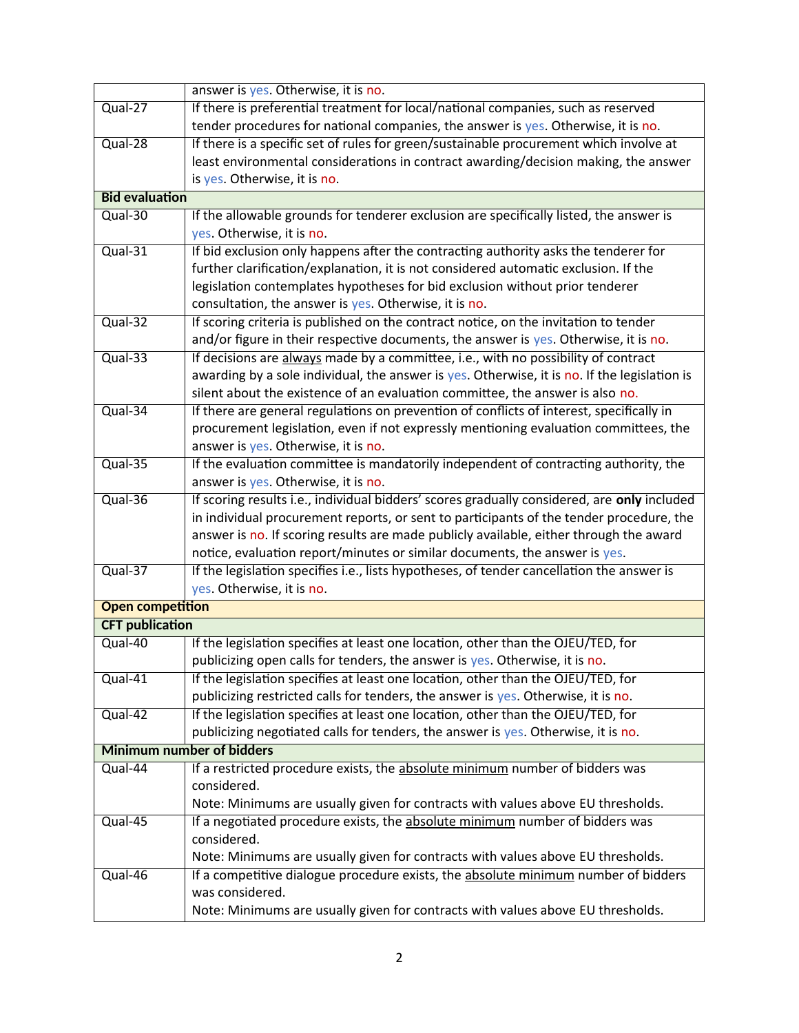| | |
|---|---|
| | answer is yes. Otherwise, it is no. |
| Qual-27 | If there is preferential treatment for local/national companies, such as reserved tender procedures for national companies, the answer is yes. Otherwise, it is no. |
| Qual-28 | If there is a specific set of rules for green/sustainable procurement which involve at least environmental considerations in contract awarding/decision making, the answer is yes. Otherwise, it is no. |
| **Bid evaluation** | |
| Qual-30 | If the allowable grounds for tenderer exclusion are specifically listed, the answer is yes. Otherwise, it is no. |
| Qual-31 | If bid exclusion only happens after the contracting authority asks the tenderer for further clarification/explanation, it is not considered automatic exclusion. If the legislation contemplates hypotheses for bid exclusion without prior tenderer consultation, the answer is yes. Otherwise, it is no. |
| Qual-32 | If scoring criteria is published on the contract notice, on the invitation to tender and/or figure in their respective documents, the answer is yes. Otherwise, it is no. |
| Qual-33 | If decisions are always made by a committee, i.e., with no possibility of contract awarding by a sole individual, the answer is yes. Otherwise, it is no. If the legislation is silent about the existence of an evaluation committee, the answer is also no. |
| Qual-34 | If there are general regulations on prevention of conflicts of interest, specifically in procurement legislation, even if not expressly mentioning evaluation committees, the answer is yes. Otherwise, it is no. |
| Qual-35 | If the evaluation committee is mandatorily independent of contracting authority, the answer is yes. Otherwise, it is no. |
| Qual-36 | If scoring results i.e., individual bidders' scores gradually considered, are **only** included in individual procurement reports, or sent to participants of the tender procedure, the answer is no. If scoring results are made publicly available, either through the award notice, evaluation report/minutes or similar documents, the answer is yes. |
| Qual-37 | If the legislation specifies i.e., lists hypotheses, of tender cancellation the answer is yes. Otherwise, it is no. |
| **Open competition** | |
| **CFT publication** | |
| Qual-40 | If the legislation specifies at least one location, other than the OJEU/TED, for publicizing open calls for tenders, the answer is yes. Otherwise, it is no. |
| Qual-41 | If the legislation specifies at least one location, other than the OJEU/TED, for publicizing restricted calls for tenders, the answer is yes. Otherwise, it is no. |
| Qual-42 | If the legislation specifies at least one location, other than the OJEU/TED, for publicizing negotiated calls for tenders, the answer is yes. Otherwise, it is no. |
| **Minimum number of bidders** | |
| Qual-44 | If a restricted procedure exists, the absolute minimum number of bidders was considered.<br>Note: Minimums are usually given for contracts with values above EU thresholds. |
| Qual-45 | If a negotiated procedure exists, the absolute minimum number of bidders was considered.<br>Note: Minimums are usually given for contracts with values above EU thresholds. |
| Qual-46 | If a competitive dialogue procedure exists, the absolute minimum number of bidders was considered.<br>Note: Minimums are usually given for contracts with values above EU thresholds. |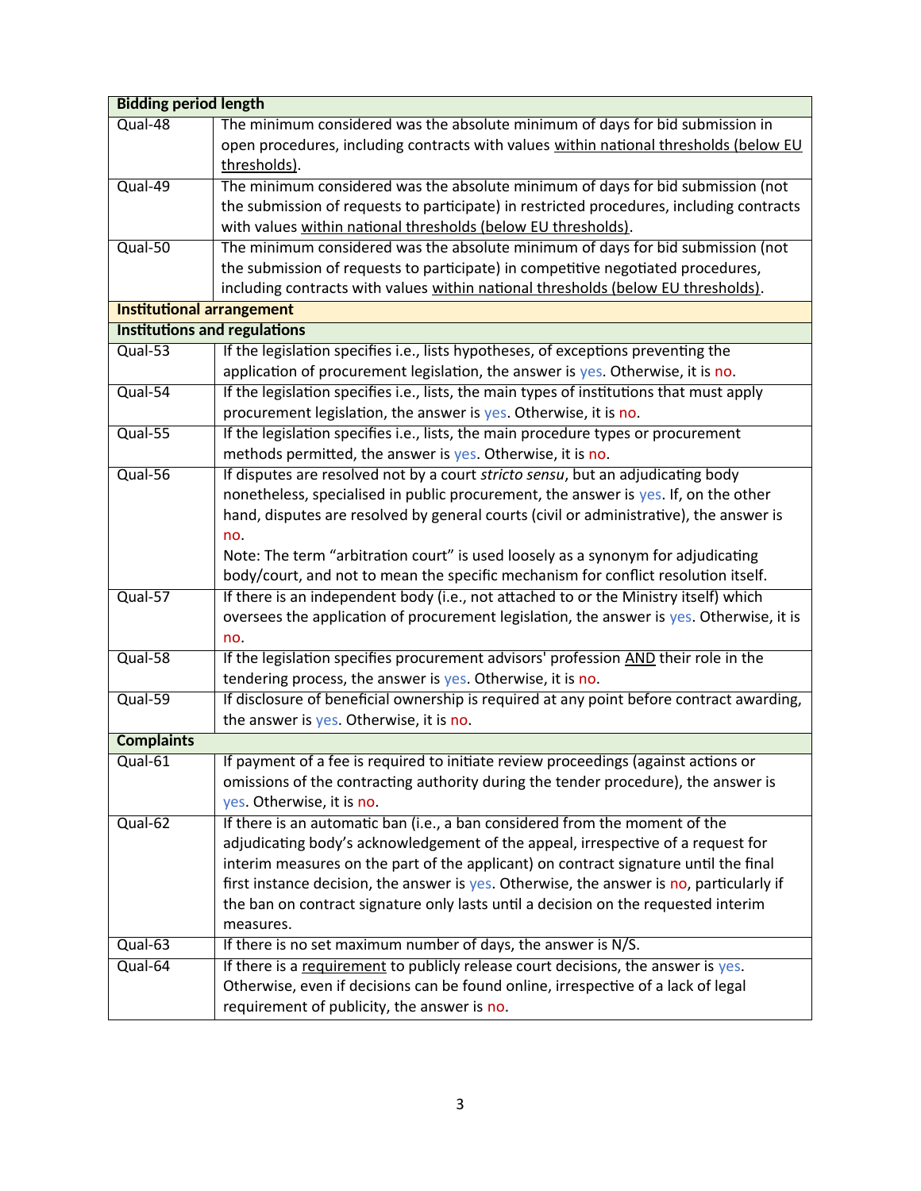| | |
|---|---|
| **Bidding period length** | |
| Qual-48 | The minimum considered was the absolute minimum of days for bid submission in open procedures, including contracts with values within national thresholds (below EU thresholds). |
| Qual-49 | The minimum considered was the absolute minimum of days for bid submission (not the submission of requests to participate) in restricted procedures, including contracts with values within national thresholds (below EU thresholds). |
| Qual-50 | The minimum considered was the absolute minimum of days for bid submission (not the submission of requests to participate) in competitive negotiated procedures, including contracts with values within national thresholds (below EU thresholds). |
| **Institutional arrangement** | |
| **Institutions and regulations** | |
| Qual-53 | If the legislation specifies i.e., lists hypotheses, of exceptions preventing the application of procurement legislation, the answer is yes. Otherwise, it is no. |
| Qual-54 | If the legislation specifies i.e., lists, the main types of institutions that must apply procurement legislation, the answer is yes. Otherwise, it is no. |
| Qual-55 | If the legislation specifies i.e., lists, the main procedure types or procurement methods permitted, the answer is yes. Otherwise, it is no. |
| Qual-56 | If disputes are resolved not by a court *stricto sensu*, but an adjudicating body nonetheless, specialised in public procurement, the answer is yes. If, on the other hand, disputes are resolved by general courts (civil or administrative), the answer is no.<br>Note: The term "arbitration court" is used loosely as a synonym for adjudicating body/court, and not to mean the specific mechanism for conflict resolution itself. |
| Qual-57 | If there is an independent body (i.e., not attached to or the Ministry itself) which oversees the application of procurement legislation, the answer is yes. Otherwise, it is no. |
| Qual-58 | If the legislation specifies procurement advisors' profession AND their role in the tendering process, the answer is yes. Otherwise, it is no. |
| Qual-59 | If disclosure of beneficial ownership is required at any point before contract awarding, the answer is yes. Otherwise, it is no. |
| **Complaints** | |
| Qual-61 | If payment of a fee is required to initiate review proceedings (against actions or omissions of the contracting authority during the tender procedure), the answer is yes. Otherwise, it is no. |
| Qual-62 | If there is an automatic ban (i.e., a ban considered from the moment of the adjudicating body's acknowledgement of the appeal, irrespective of a request for interim measures on the part of the applicant) on contract signature until the final first instance decision, the answer is yes. Otherwise, the answer is no, particularly if the ban on contract signature only lasts until a decision on the requested interim measures. |
| Qual-63 | If there is no set maximum number of days, the answer is N/S. |
| Qual-64 | If there is a requirement to publicly release court decisions, the answer is yes. Otherwise, even if decisions can be found online, irrespective of a lack of legal requirement of publicity, the answer is no. |